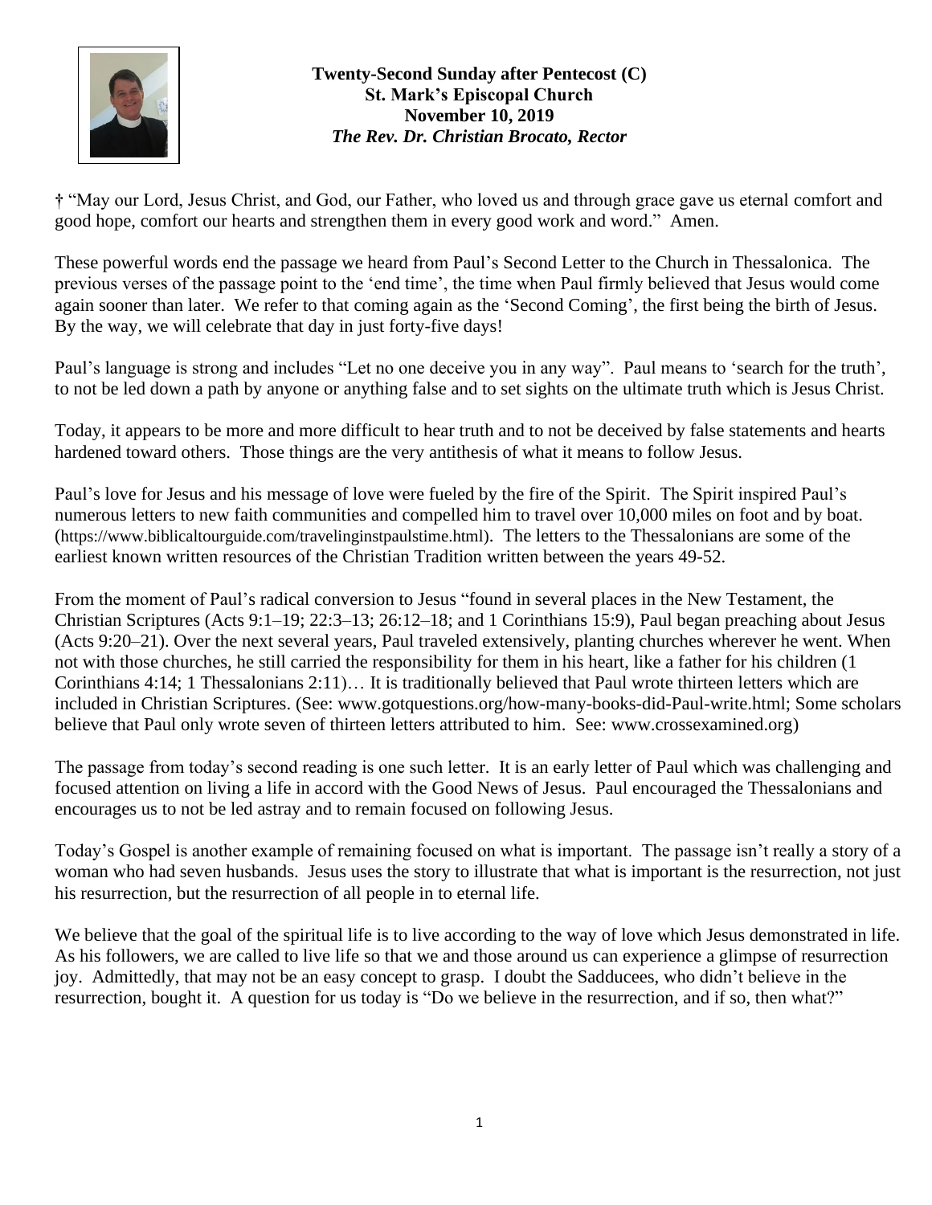**Twenty-Second Sunday after Pentecost (C)**
**St. Mark's Episcopal Church**
**November 10, 2019**
***The Rev. Dr. Christian Brocato, Rector***

† "May our Lord, Jesus Christ, and God, our Father, who loved us and through grace gave us eternal comfort and good hope, comfort our hearts and strengthen them in every good work and word." Amen.

These powerful words end the passage we heard from Paul's Second Letter to the Church in Thessalonica. The previous verses of the passage point to the 'end time', the time when Paul firmly believed that Jesus would come again sooner than later. We refer to that coming again as the 'Second Coming', the first being the birth of Jesus. By the way, we will celebrate that day in just forty-five days!

Paul's language is strong and includes "Let no one deceive you in any way". Paul means to 'search for the truth', to not be led down a path by anyone or anything false and to set sights on the ultimate truth which is Jesus Christ.

Today, it appears to be more and more difficult to hear truth and to not be deceived by false statements and hearts hardened toward others. Those things are the very antithesis of what it means to follow Jesus.

Paul's love for Jesus and his message of love were fueled by the fire of the Spirit. The Spirit inspired Paul's numerous letters to new faith communities and compelled him to travel over 10,000 miles on foot and by boat. (https://www.biblicaltourguide.com/travelinginstpaulstime.html). The letters to the Thessalonians are some of the earliest known written resources of the Christian Tradition written between the years 49-52.

From the moment of Paul's radical conversion to Jesus "found in several places in the New Testament, the Christian Scriptures (Acts 9:1–19; 22:3–13; 26:12–18; and 1 Corinthians 15:9), Paul began preaching about Jesus (Acts 9:20–21). Over the next several years, Paul traveled extensively, planting churches wherever he went. When not with those churches, he still carried the responsibility for them in his heart, like a father for his children (1 Corinthians 4:14; 1 Thessalonians 2:11)… It is traditionally believed that Paul wrote thirteen letters which are included in Christian Scriptures. (See: www.gotquestions.org/how-many-books-did-Paul-write.html; Some scholars believe that Paul only wrote seven of thirteen letters attributed to him. See: www.crossexamined.org)

The passage from today's second reading is one such letter. It is an early letter of Paul which was challenging and focused attention on living a life in accord with the Good News of Jesus. Paul encouraged the Thessalonians and encourages us to not be led astray and to remain focused on following Jesus.

Today's Gospel is another example of remaining focused on what is important. The passage isn't really a story of a woman who had seven husbands. Jesus uses the story to illustrate that what is important is the resurrection, not just his resurrection, but the resurrection of all people in to eternal life.

We believe that the goal of the spiritual life is to live according to the way of love which Jesus demonstrated in life. As his followers, we are called to live life so that we and those around us can experience a glimpse of resurrection joy. Admittedly, that may not be an easy concept to grasp. I doubt the Sadducees, who didn't believe in the resurrection, bought it. A question for us today is "Do we believe in the resurrection, and if so, then what?"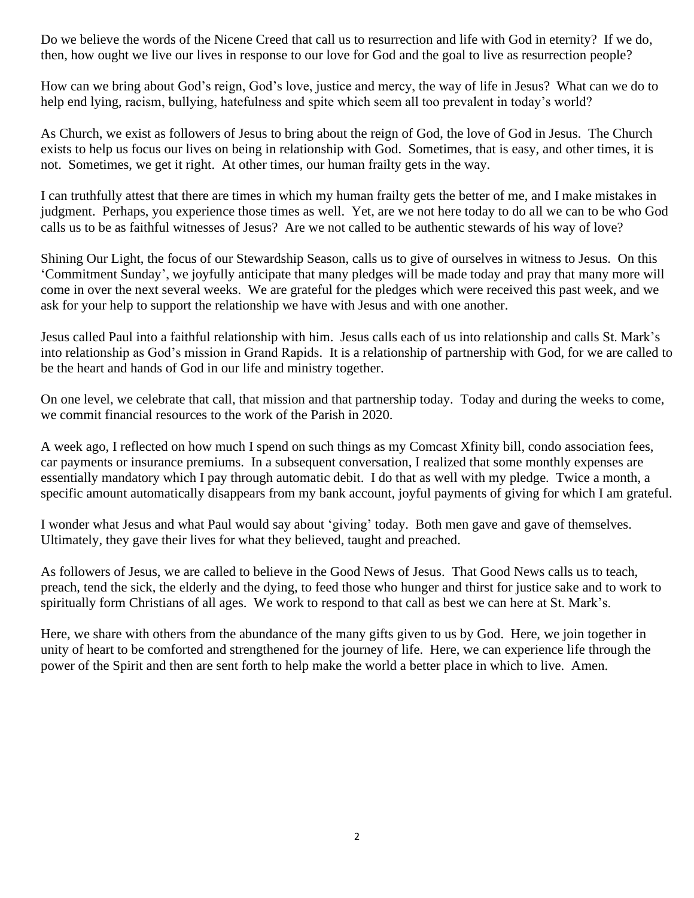Do we believe the words of the Nicene Creed that call us to resurrection and life with God in eternity? If we do, then, how ought we live our lives in response to our love for God and the goal to live as resurrection people?

How can we bring about God's reign, God's love, justice and mercy, the way of life in Jesus? What can we do to help end lying, racism, bullying, hatefulness and spite which seem all too prevalent in today's world?

As Church, we exist as followers of Jesus to bring about the reign of God, the love of God in Jesus. The Church exists to help us focus our lives on being in relationship with God. Sometimes, that is easy, and other times, it is not. Sometimes, we get it right. At other times, our human frailty gets in the way.

I can truthfully attest that there are times in which my human frailty gets the better of me, and I make mistakes in judgment. Perhaps, you experience those times as well. Yet, are we not here today to do all we can to be who God calls us to be as faithful witnesses of Jesus? Are we not called to be authentic stewards of his way of love?

Shining Our Light, the focus of our Stewardship Season, calls us to give of ourselves in witness to Jesus. On this 'Commitment Sunday', we joyfully anticipate that many pledges will be made today and pray that many more will come in over the next several weeks. We are grateful for the pledges which were received this past week, and we ask for your help to support the relationship we have with Jesus and with one another.

Jesus called Paul into a faithful relationship with him. Jesus calls each of us into relationship and calls St. Mark's into relationship as God's mission in Grand Rapids. It is a relationship of partnership with God, for we are called to be the heart and hands of God in our life and ministry together.

On one level, we celebrate that call, that mission and that partnership today. Today and during the weeks to come, we commit financial resources to the work of the Parish in 2020.

A week ago, I reflected on how much I spend on such things as my Comcast Xfinity bill, condo association fees, car payments or insurance premiums. In a subsequent conversation, I realized that some monthly expenses are essentially mandatory which I pay through automatic debit. I do that as well with my pledge. Twice a month, a specific amount automatically disappears from my bank account, joyful payments of giving for which I am grateful.

I wonder what Jesus and what Paul would say about 'giving' today. Both men gave and gave of themselves. Ultimately, they gave their lives for what they believed, taught and preached.

As followers of Jesus, we are called to believe in the Good News of Jesus. That Good News calls us to teach, preach, tend the sick, the elderly and the dying, to feed those who hunger and thirst for justice sake and to work to spiritually form Christians of all ages. We work to respond to that call as best we can here at St. Mark's.

Here, we share with others from the abundance of the many gifts given to us by God. Here, we join together in unity of heart to be comforted and strengthened for the journey of life. Here, we can experience life through the power of the Spirit and then are sent forth to help make the world a better place in which to live. Amen.